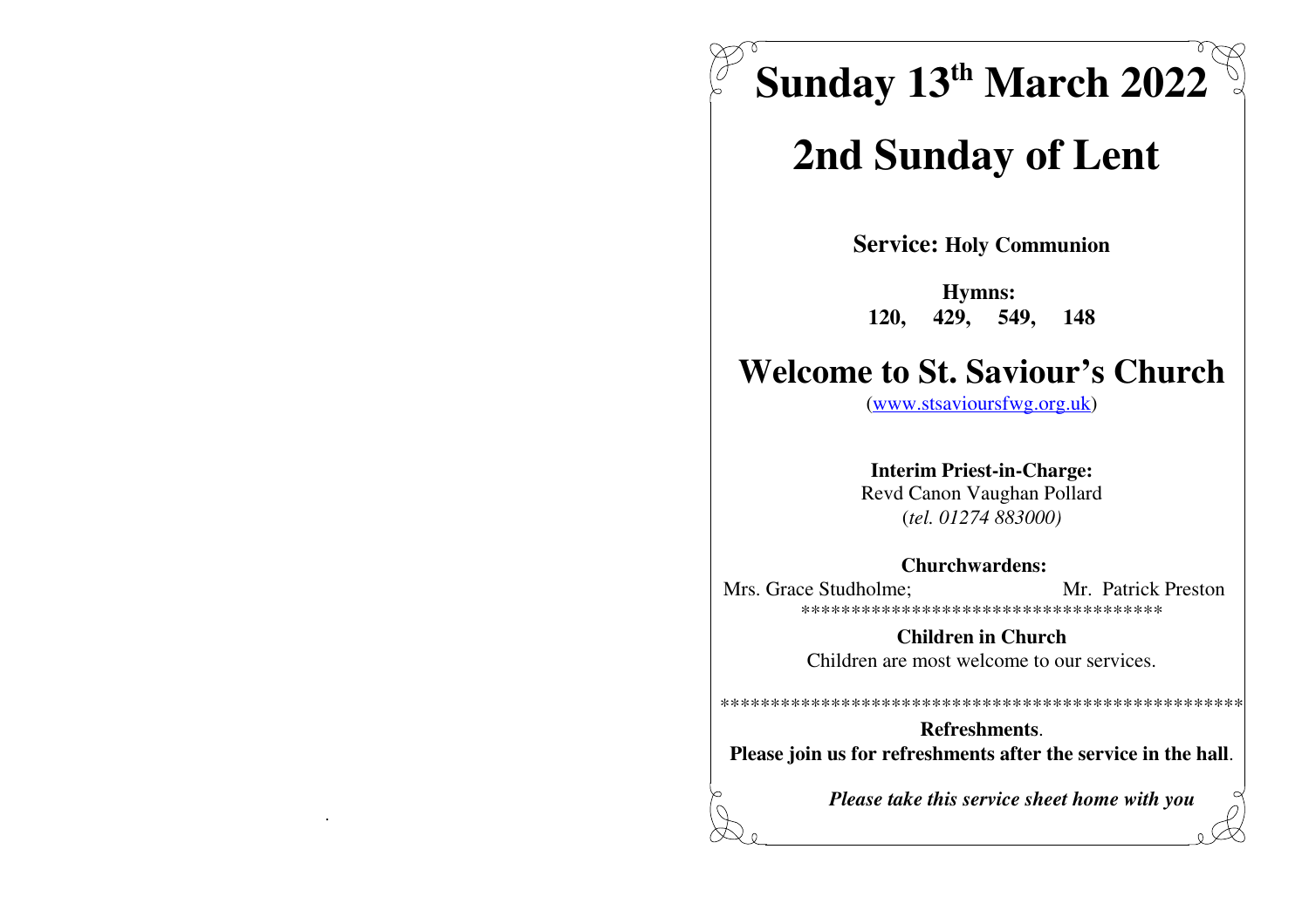# Sunday 13th March 2022

# 2nd Sunday of Lent

**Service: Holy Communion**

**Hymns:**
**120, 429, 549, 148**

# Welcome to St. Saviour's Church

(www.stsavioursfwg.org.uk)

**Interim Priest-in-Charge:**
Revd Canon Vaughan Pollard
(*tel. 01274 883000)*

**Churchwardens:**
Mrs. Grace Studholme; Mr. Patrick Preston

************************************

**Children in Church**
Children are most welcome to our services.

****************************************************

**Refreshments**.
**Please join us for refreshments after the service in the hall**.

***Please take this service sheet home with you***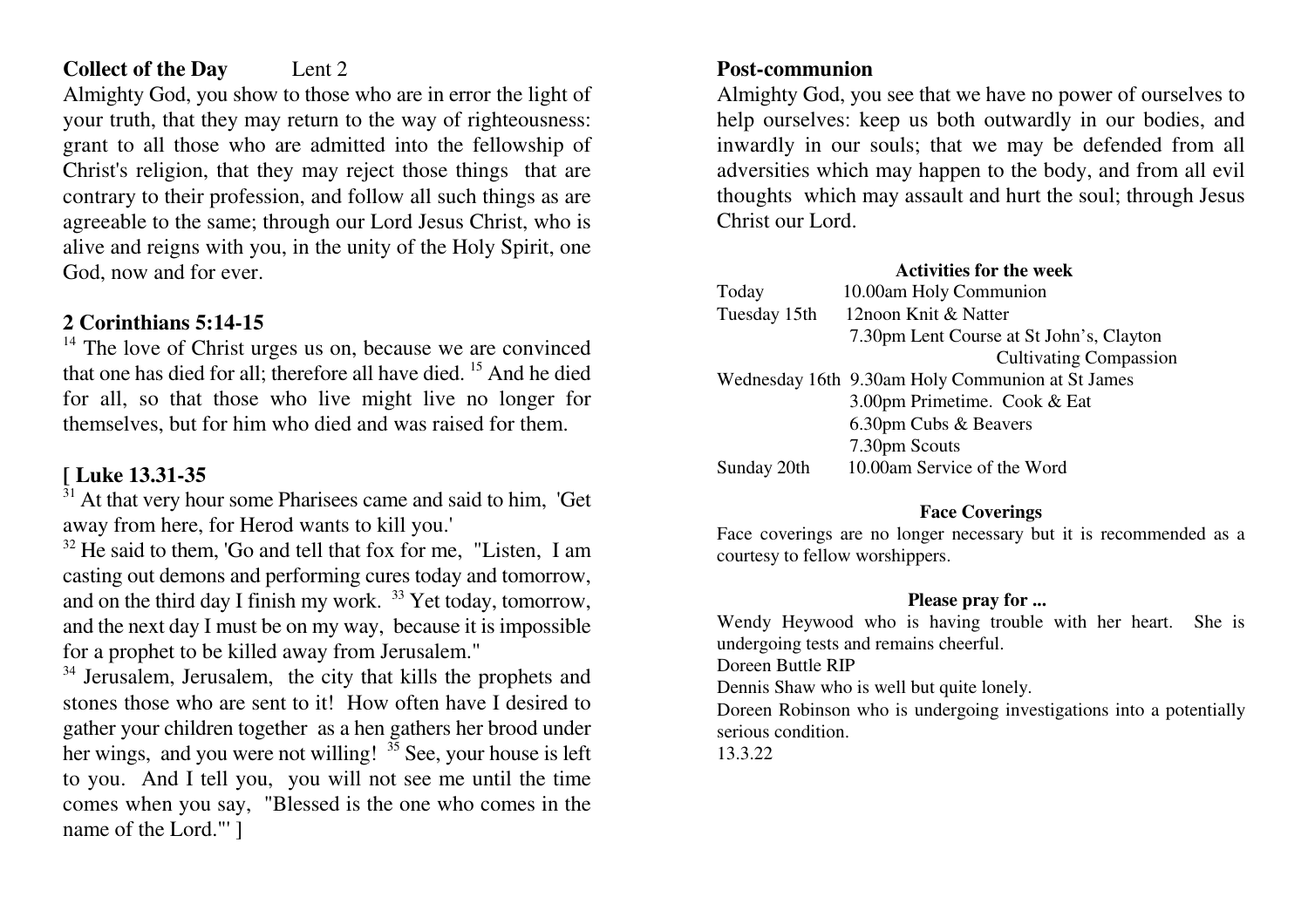**Collect of the Day** Lent 2

Almighty God, you show to those who are in error the light of your truth, that they may return to the way of righteousness: grant to all those who are admitted into the fellowship of Christ's religion, that they may reject those things that are contrary to their profession, and follow all such things as are agreeable to the same; through our Lord Jesus Christ, who is alive and reigns with you, in the unity of the Holy Spirit, one God, now and for ever.

## 2 Corinthians 5:14-15

[14] The love of Christ urges us on, because we are convinced that one has died for all; therefore all have died. [15] And he died for all, so that those who live might live no longer for themselves, but for him who died and was raised for them.

## [ Luke 13.31-35

[31] At that very hour some Pharisees came and said to him, 'Get away from here, for Herod wants to kill you.'

[32] He said to them, 'Go and tell that fox for me, "Listen, I am casting out demons and performing cures today and tomorrow, and on the third day I finish my work. [33] Yet today, tomorrow, and the next day I must be on my way, because it is impossible for a prophet to be killed away from Jerusalem."

[34] Jerusalem, Jerusalem, the city that kills the prophets and stones those who are sent to it! How often have I desired to gather your children together as a hen gathers her brood under her wings, and you were not willing! [35] See, your house is left to you. And I tell you, you will not see me until the time comes when you say, "Blessed is the one who comes in the name of the Lord."' ]

## Post-communion

Almighty God, you see that we have no power of ourselves to help ourselves: keep us both outwardly in our bodies, and inwardly in our souls; that we may be defended from all adversities which may happen to the body, and from all evil thoughts which may assault and hurt the soul; through Jesus Christ our Lord.

### Activities for the week

| | |
|---|---|
| Today | 10.00am Holy Communion |
| Tuesday 15th | 12noon Knit & Natter |
| | 7.30pm Lent Course at St John's, Clayton Cultivating Compassion |
| Wednesday 16th | 9.30am Holy Communion at St James |
| | 3.00pm Primetime. Cook & Eat |
| | 6.30pm Cubs & Beavers |
| | 7.30pm Scouts |
| Sunday 20th | 10.00am Service of the Word |

### Face Coverings

Face coverings are no longer necessary but it is recommended as a courtesy to fellow worshippers.

### Please pray for ...

Wendy Heywood who is having trouble with her heart. She is undergoing tests and remains cheerful.

Doreen Buttle RIP

Dennis Shaw who is well but quite lonely.

Doreen Robinson who is undergoing investigations into a potentially serious condition.

13.3.22